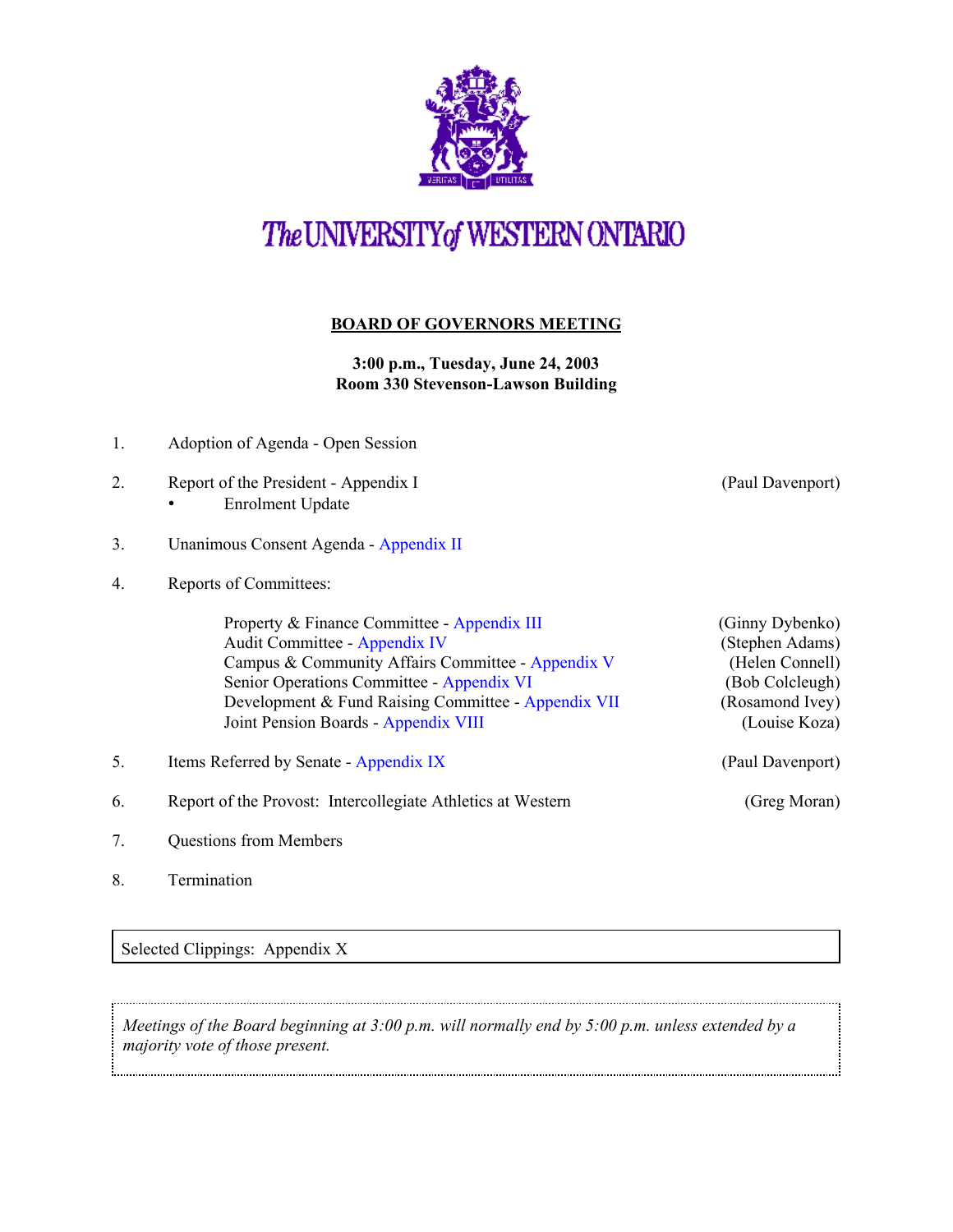# The UNIVERSITY of WESTERN ONTARIO

## BOARD OF GOVERNORS MEETING

**3:00 p.m., Tuesday, June 24, 2003**
**Room 330 Stevenson-Lawson Building**

1. Adoption of Agenda - Open Session

2. Report of the President - Appendix I (Paul Davenport)
   - Enrolment Update

3. Unanimous Consent Agenda - Appendix II

4. Reports of Committees:

   Property & Finance Committee - Appendix III (Ginny Dybenko)
   Audit Committee - Appendix IV (Stephen Adams)
   Campus & Community Affairs Committee - Appendix V (Helen Connell)
   Senior Operations Committee - Appendix VI (Bob Colcleugh)
   Development & Fund Raising Committee - Appendix VII (Rosamond Ivey)
   Joint Pension Boards - Appendix VIII (Louise Koza)

5. Items Referred by Senate - Appendix IX (Paul Davenport)

6. Report of the Provost: Intercollegiate Athletics at Western (Greg Moran)

7. Questions from Members

8. Termination

Selected Clippings: Appendix X

*Meetings of the Board beginning at 3:00 p.m. will normally end by 5:00 p.m. unless extended by a majority vote of those present.*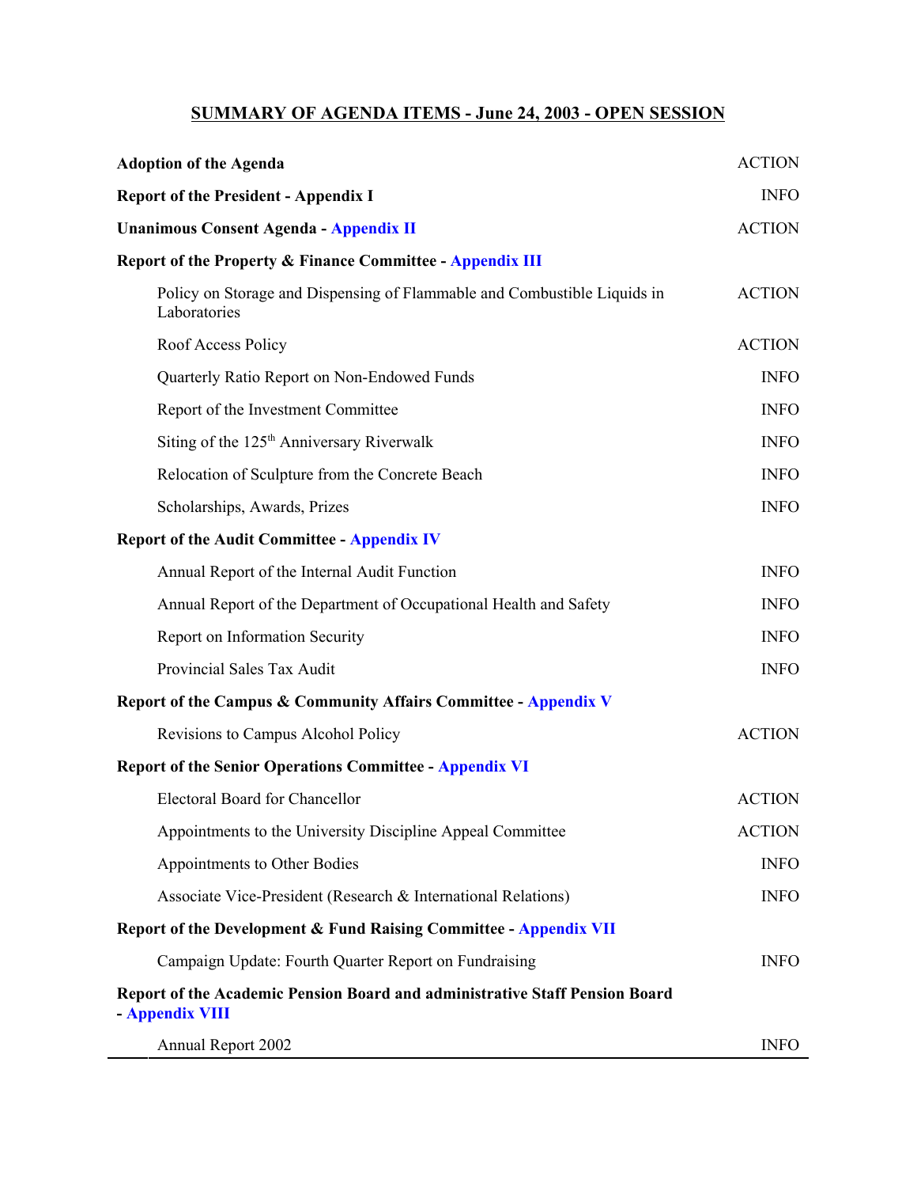# SUMMARY OF AGENDA ITEMS - June 24, 2003 - OPEN SESSION

| Item | Type |
|---|---|
| **Adoption of the Agenda** | ACTION |
| **Report of the President - Appendix I** | INFO |
| **Unanimous Consent Agenda - Appendix II** | ACTION |
| **Report of the Property & Finance Committee - Appendix III** | |
| Policy on Storage and Dispensing of Flammable and Combustible Liquids in Laboratories | ACTION |
| Roof Access Policy | ACTION |
| Quarterly Ratio Report on Non-Endowed Funds | INFO |
| Report of the Investment Committee | INFO |
| Siting of the 125th Anniversary Riverwalk | INFO |
| Relocation of Sculpture from the Concrete Beach | INFO |
| Scholarships, Awards, Prizes | INFO |
| **Report of the Audit Committee - Appendix IV** | |
| Annual Report of the Internal Audit Function | INFO |
| Annual Report of the Department of Occupational Health and Safety | INFO |
| Report on Information Security | INFO |
| Provincial Sales Tax Audit | INFO |
| **Report of the Campus & Community Affairs Committee - Appendix V** | |
| Revisions to Campus Alcohol Policy | ACTION |
| **Report of the Senior Operations Committee - Appendix VI** | |
| Electoral Board for Chancellor | ACTION |
| Appointments to the University Discipline Appeal Committee | ACTION |
| Appointments to Other Bodies | INFO |
| Associate Vice-President (Research & International Relations) | INFO |
| **Report of the Development & Fund Raising Committee - Appendix VII** | |
| Campaign Update: Fourth Quarter Report on Fundraising | INFO |
| **Report of the Academic Pension Board and administrative Staff Pension Board - Appendix VIII** | |
| Annual Report 2002 | INFO |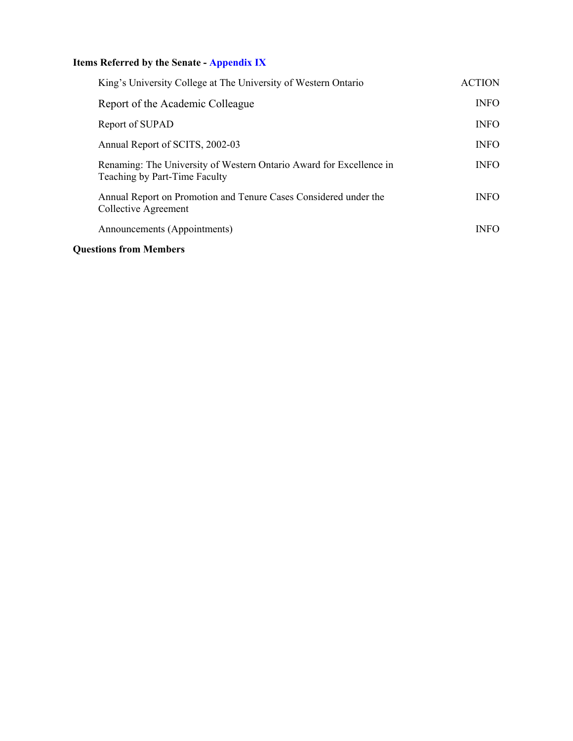**Items Referred by the Senate - Appendix IX**

| | |
|---|---|
| King's University College at The University of Western Ontario | ACTION |
| Report of the Academic Colleague | INFO |
| Report of SUPAD | INFO |
| Annual Report of SCITS, 2002-03 | INFO |
| Renaming: The University of Western Ontario Award for Excellence in Teaching by Part-Time Faculty | INFO |
| Annual Report on Promotion and Tenure Cases Considered under the Collective Agreement | INFO |
| Announcements (Appointments) | INFO |

**Questions from Members**